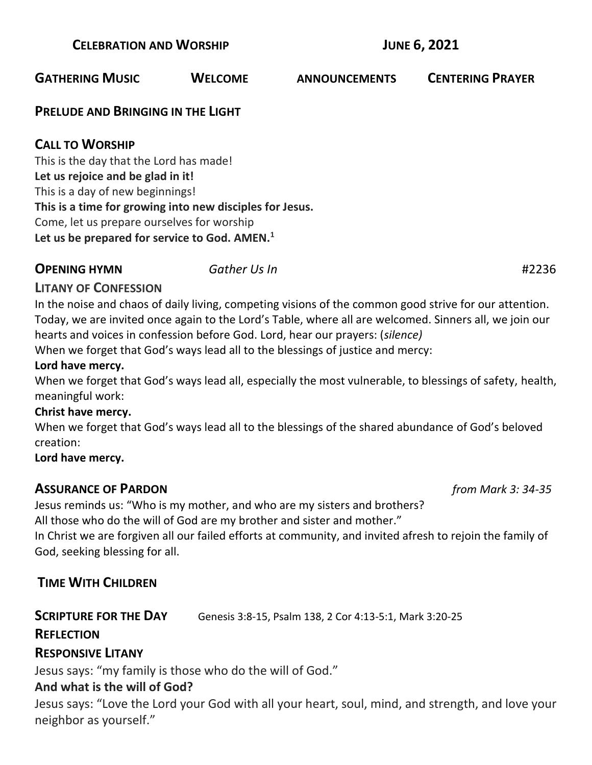**CELEBRATION AND WORSHIP** **JUNE 6, 2021**

**GATHERING MUSIC** **WELCOME** **ANNOUNCEMENTS** **CENTERING PRAYER**

## PRELUDE AND BRINGING IN THE LIGHT

## CALL TO WORSHIP

This is the day that the Lord has made!
**Let us rejoice and be glad in it!**
This is a day of new beginnings!
**This is a time for growing into new disciples for Jesus.**
Come, let us prepare ourselves for worship
**Let us be prepared for service to God. AMEN.**[1]

## OPENING HYMN *Gather Us In* #2236

## LITANY OF CONFESSION

In the noise and chaos of daily living, competing visions of the common good strive for our attention. Today, we are invited once again to the Lord's Table, where all are welcomed. Sinners all, we join our hearts and voices in confession before God. Lord, hear our prayers: (*silence)*

When we forget that God's ways lead all to the blessings of justice and mercy:
**Lord have mercy.**

When we forget that God's ways lead all, especially the most vulnerable, to blessings of safety, health, meaningful work:
**Christ have mercy.**

When we forget that God's ways lead all to the blessings of the shared abundance of God's beloved creation:
**Lord have mercy.**

## ASSURANCE OF PARDON *from Mark 3: 34-35*

Jesus reminds us: "Who is my mother, and who are my sisters and brothers?
All those who do the will of God are my brother and sister and mother."
In Christ we are forgiven all our failed efforts at community, and invited afresh to rejoin the family of God, seeking blessing for all.

## TIME WITH CHILDREN

## SCRIPTURE FOR THE DAY Genesis 3:8-15, Psalm 138, 2 Cor 4:13-5:1, Mark 3:20-25

## REFLECTION

## RESPONSIVE LITANY

Jesus says: "my family is those who do the will of God."
**And what is the will of God?**
Jesus says: "Love the Lord your God with all your heart, soul, mind, and strength, and love your neighbor as yourself."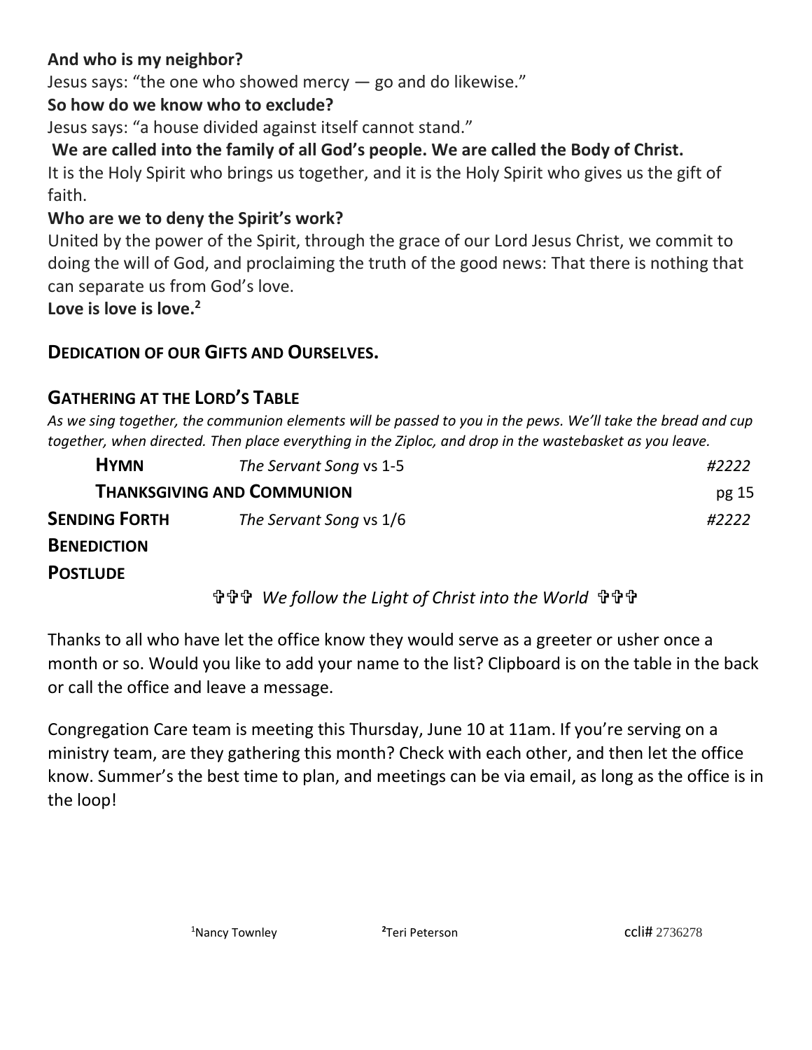**And who is my neighbor?**

Jesus says: "the one who showed mercy — go and do likewise."

**So how do we know who to exclude?**

Jesus says: "a house divided against itself cannot stand."

**We are called into the family of all God's people. We are called the Body of Christ.**

It is the Holy Spirit who brings us together, and it is the Holy Spirit who gives us the gift of faith.

**Who are we to deny the Spirit's work?**

United by the power of the Spirit, through the grace of our Lord Jesus Christ, we commit to doing the will of God, and proclaiming the truth of the good news: That there is nothing that can separate us from God's love.

**Love is love is love.[2]**

## DEDICATION OF OUR GIFTS AND OURSELVES.

## GATHERING AT THE LORD'S TABLE

*As we sing together, the communion elements will be passed to you in the pews. We'll take the bread and cup together, when directed. Then place everything in the Ziploc, and drop in the wastebasket as you leave.*

**HYMN** *The Servant Song* vs 1-5 *#2222*

**THANKSGIVING AND COMMUNION** pg 15

**SENDING FORTH** *The Servant Song* vs 1/6 *#2222*

**BENEDICTION**

**POSTLUDE**

✞✞✞ *We follow the Light of Christ into the World* ✞✞✞

Thanks to all who have let the office know they would serve as a greeter or usher once a month or so. Would you like to add your name to the list? Clipboard is on the table in the back or call the office and leave a message.

Congregation Care team is meeting this Thursday, June 10 at 11am. If you're serving on a ministry team, are they gathering this month? Check with each other, and then let the office know. Summer's the best time to plan, and meetings can be via email, as long as the office is in the loop!

[1]Nancy Townley [2]Teri Peterson ccli# 2736278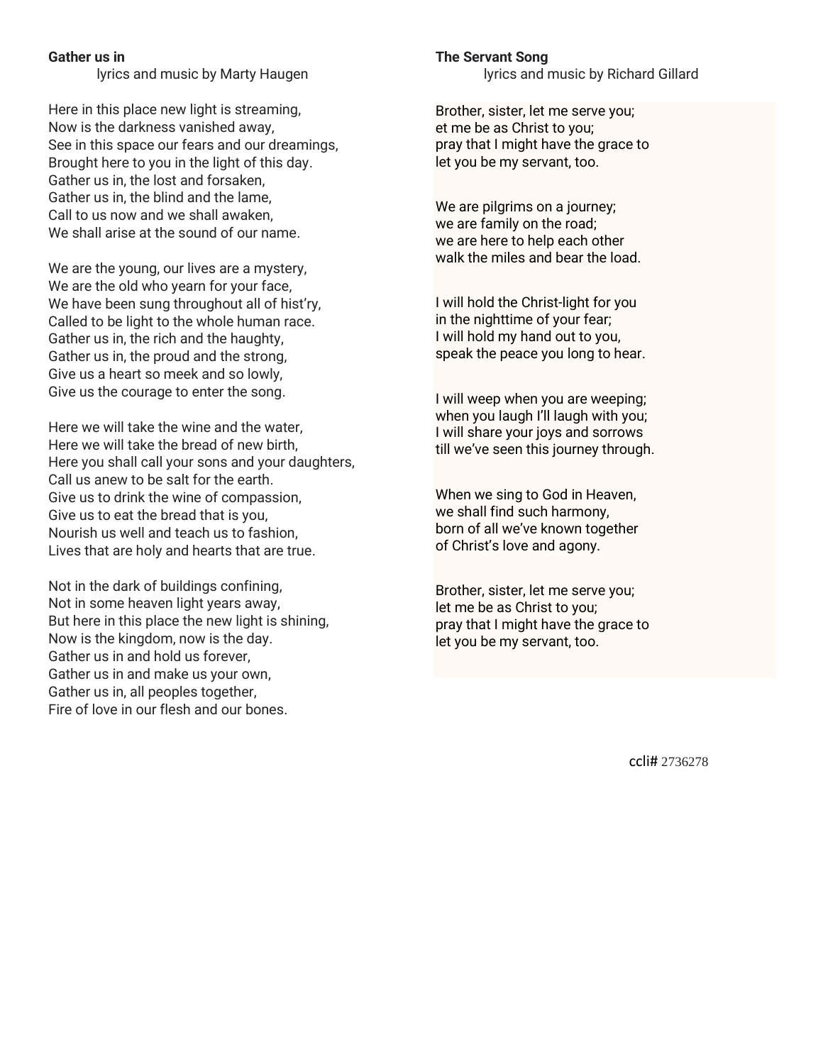**Gather us in**

lyrics and music by Marty Haugen

Here in this place new light is streaming,
Now is the darkness vanished away,
See in this space our fears and our dreamings,
Brought here to you in the light of this day.
Gather us in, the lost and forsaken,
Gather us in, the blind and the lame,
Call to us now and we shall awaken,
We shall arise at the sound of our name.

We are the young, our lives are a mystery,
We are the old who yearn for your face,
We have been sung throughout all of hist'ry,
Called to be light to the whole human race.
Gather us in, the rich and the haughty,
Gather us in, the proud and the strong,
Give us a heart so meek and so lowly,
Give us the courage to enter the song.

Here we will take the wine and the water,
Here we will take the bread of new birth,
Here you shall call your sons and your daughters,
Call us anew to be salt for the earth.
Give us to drink the wine of compassion,
Give us to eat the bread that is you,
Nourish us well and teach us to fashion,
Lives that are holy and hearts that are true.

Not in the dark of buildings confining,
Not in some heaven light years away,
But here in this place the new light is shining,
Now is the kingdom, now is the day.
Gather us in and hold us forever,
Gather us in and make us your own,
Gather us in, all peoples together,
Fire of love in our flesh and our bones.

**The Servant Song**

lyrics and music by Richard Gillard

Brother, sister, let me serve you;
et me be as Christ to you;
pray that I might have the grace to
let you be my servant, too.

We are pilgrims on a journey;
we are family on the road;
we are here to help each other
walk the miles and bear the load.

I will hold the Christ-light for you
in the nighttime of your fear;
I will hold my hand out to you,
speak the peace you long to hear.

I will weep when you are weeping;
when you laugh I'll laugh with you;
I will share your joys and sorrows
till we've seen this journey through.

When we sing to God in Heaven,
we shall find such harmony,
born of all we've known together
of Christ's love and agony.

Brother, sister, let me serve you;
let me be as Christ to you;
pray that I might have the grace to
let you be my servant, too.

ccli# 2736278